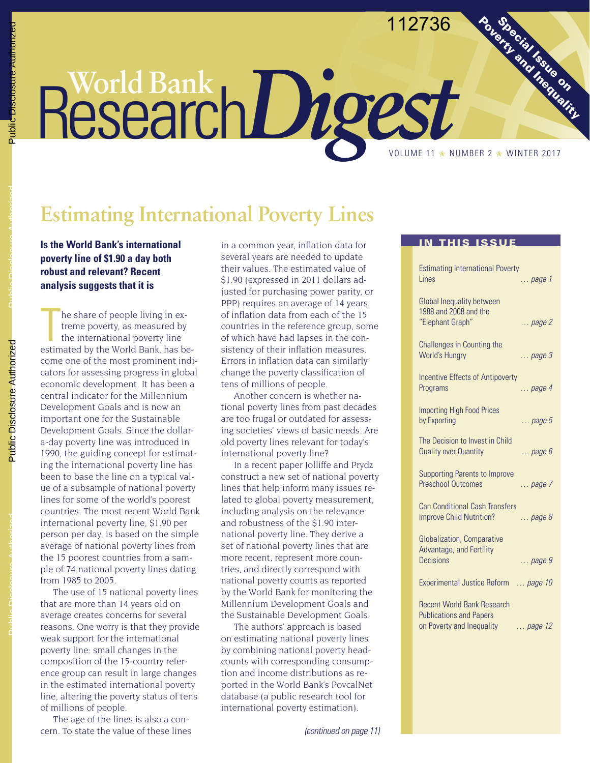# World Bank Research Digest

**Special Issue on Poverty and Inequality**

## Estimating International Poverty Lines

**Is the World Bank's international poverty line of $1.90 a day both robust and relevant? Recent analysis suggests that it is**

The share of people living in extreme poverty, as measured by the international poverty line estimated by the World Bank, has become one of the most prominent indicators for assessing progress in global economic development. It has been a central indicator for the Millennium Development Goals and is now an important one for the Sustainable Development Goals. Since the dollar-a-day poverty line was introduced in 1990, the guiding concept for estimating the international poverty line has been to base the line on a typical value of a subsample of national poverty lines for some of the world's poorest countries. The most recent World Bank international poverty line, $1.90 per person per day, is based on the simple average of national poverty lines from the 15 poorest countries from a sample of 74 national poverty lines dating from 1985 to 2005.

The use of 15 national poverty lines that are more than 14 years old on average creates concerns for several reasons. One worry is that they provide weak support for the international poverty line: small changes in the composition of the 15-country reference group can result in large changes in the estimated international poverty line, altering the poverty status of tens of millions of people.

The age of the lines is also a concern. To state the value of these lines in a common year, inflation data for several years are needed to update their values. The estimated value of $1.90 (expressed in 2011 dollars adjusted for purchasing power parity, or PPP) requires an average of 14 years of inflation data from each of the 15 countries in the reference group, some of which have had lapses in the consistency of their inflation measures. Errors in inflation data can similarly change the poverty classification of tens of millions of people.

Another concern is whether national poverty lines from past decades are too frugal or outdated for assessing societies' views of basic needs. Are old poverty lines relevant for today's international poverty line?

In a recent paper Jolliffe and Prydz construct a new set of national poverty lines that help inform many issues related to global poverty measurement, including analysis on the relevance and robustness of the $1.90 international poverty line. They derive a set of national poverty lines that are more recent, represent more countries, and directly correspond with national poverty counts as reported by the World Bank for monitoring the Millennium Development Goals and the Sustainable Development Goals.

The authors' approach is based on estimating national poverty lines by combining national poverty headcounts with corresponding consumption and income distributions as reported in the World Bank's PovcalNet database (a public research tool for international poverty estimation).

*(continued on page 11)*

### IN THIS ISSUE

| | |
|---|---|
| Estimating International Poverty Lines | … page 1 |
| Global Inequality between 1988 and 2008 and the "Elephant Graph" | … page 2 |
| Challenges in Counting the World's Hungry | … page 3 |
| Incentive Effects of Antipoverty Programs | … page 4 |
| Importing High Food Prices by Exporting | … page 5 |
| The Decision to Invest in Child Quality over Quantity | … page 6 |
| Supporting Parents to Improve Preschool Outcomes | … page 7 |
| Can Conditional Cash Transfers Improve Child Nutrition? | … page 8 |
| Globalization, Comparative Advantage, and Fertility Decisions | … page 9 |
| Experimental Justice Reform | … page 10 |
| Recent World Bank Research Publications and Papers on Poverty and Inequality | … page 12 |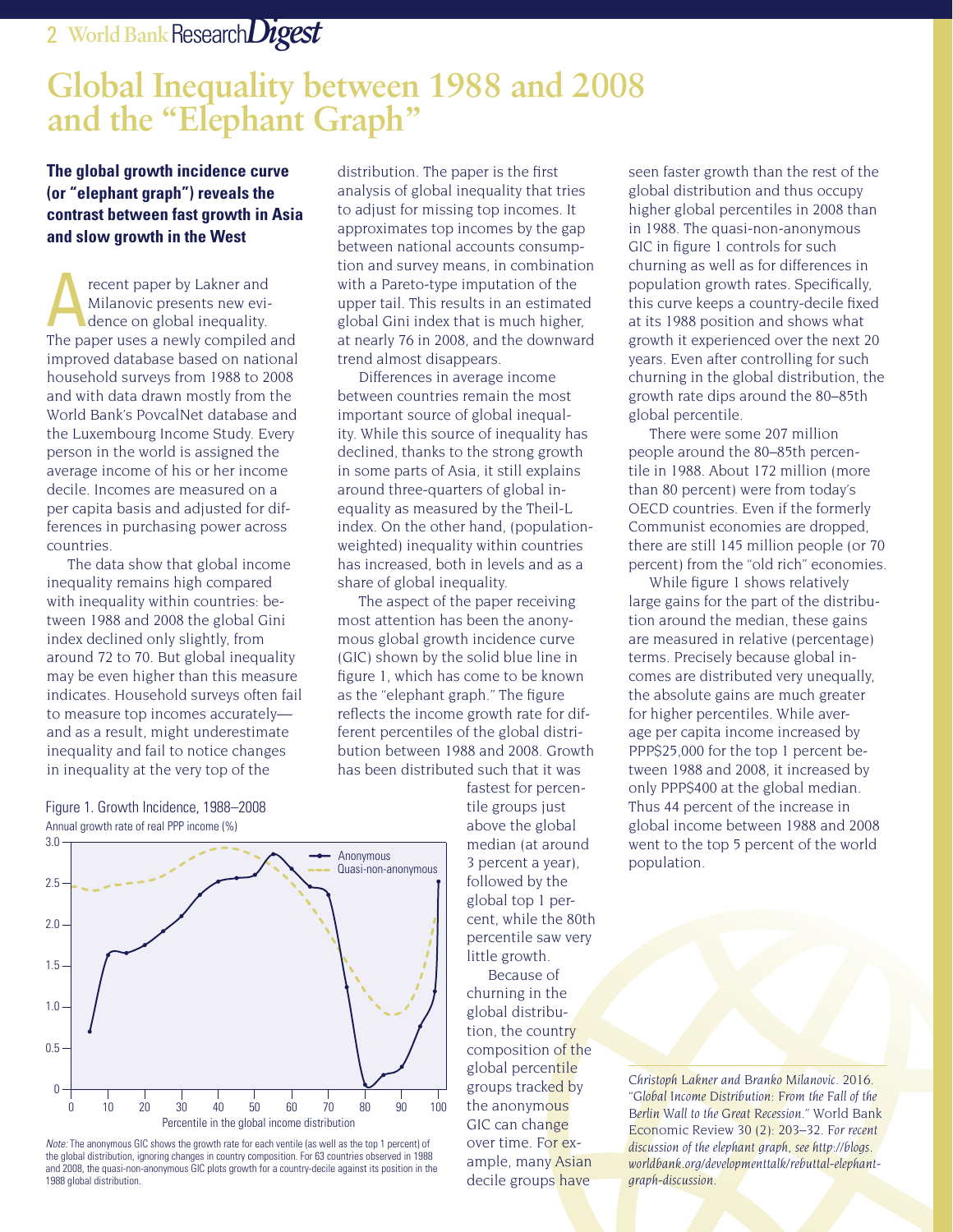# Global Inequality between 1988 and 2008 and the "Elephant Graph"

**The global growth incidence curve (or "elephant graph") reveals the contrast between fast growth in Asia and slow growth in the West**

A recent paper by Lakner and Milanovic presents new evidence on global inequality. The paper uses a newly compiled and improved database based on national household surveys from 1988 to 2008 and with data drawn mostly from the World Bank's PovcalNet database and the Luxembourg Income Study. Every person in the world is assigned the average income of his or her income decile. Incomes are measured on a per capita basis and adjusted for differences in purchasing power across countries.

The data show that global income inequality remains high compared with inequality within countries: between 1988 and 2008 the global Gini index declined only slightly, from around 72 to 70. But global inequality may be even higher than this measure indicates. Household surveys often fail to measure top incomes accurately—and as a result, might underestimate inequality and fail to notice changes in inequality at the very top of the distribution. The paper is the first analysis of global inequality that tries to adjust for missing top incomes. It approximates top incomes by the gap between national accounts consumption and survey means, in combination with a Pareto-type imputation of the upper tail. This results in an estimated global Gini index that is much higher, at nearly 76 in 2008, and the downward trend almost disappears.

Differences in average income between countries remain the most important source of global inequality. While this source of inequality has declined, thanks to the strong growth in some parts of Asia, it still explains around three-quarters of global inequality as measured by the Theil-L index. On the other hand, (population-weighted) inequality within countries has increased, both in levels and as a share of global inequality.

The aspect of the paper receiving most attention has been the anonymous global growth incidence curve (GIC) shown by the solid blue line in figure 1, which has come to be known as the "elephant graph." The figure reflects the income growth rate for different percentiles of the global distribution between 1988 and 2008. Growth has been distributed such that it was fastest for percentile groups just above the global median (at around 3 percent a year), followed by the global top 1 percent, while the 80th percentile saw very little growth.

Figure 1. Growth Incidence, 1988–2008

Annual growth rate of real PPP income (%)

*Note:* The anonymous GIC shows the growth rate for each ventile (as well as the top 1 percent) of the global distribution, ignoring changes in country composition. For 63 countries observed in 1988 and 2008, the quasi-non-anonymous GIC plots growth for a country-decile against its position in the 1988 global distribution.

Because of churning in the global distribution, the country composition of the global percentile groups tracked by the anonymous GIC can change over time. For example, many Asian decile groups have seen faster growth than the rest of the global distribution and thus occupy higher global percentiles in 2008 than in 1988. The quasi-non-anonymous GIC in figure 1 controls for such churning as well as for differences in population growth rates. Specifically, this curve keeps a country-decile fixed at its 1988 position and shows what growth it experienced over the next 20 years. Even after controlling for such churning in the global distribution, the growth rate dips around the 80–85th global percentile.

There were some 207 million people around the 80–85th percentile in 1988. About 172 million (more than 80 percent) were from today's OECD countries. Even if the formerly Communist economies are dropped, there are still 145 million people (or 70 percent) from the "old rich" economies.

While figure 1 shows relatively large gains for the part of the distribution around the median, these gains are measured in relative (percentage) terms. Precisely because global incomes are distributed very unequally, the absolute gains are much greater for higher percentiles. While average per capita income increased by PPP$25,000 for the top 1 percent between 1988 and 2008, it increased by only PPP$400 at the global median. Thus 44 percent of the increase in global income between 1988 and 2008 went to the top 5 percent of the world population.

*Christoph Lakner and Branko Milanovic. 2016. "Global Income Distribution: From the Fall of the Berlin Wall to the Great Recession."* World Bank Economic Review 30 (2): 203–32. *For recent discussion of the elephant graph, see http://blogs.worldbank.org/developmenttalk/rebuttal-elephant-graph-discussion.*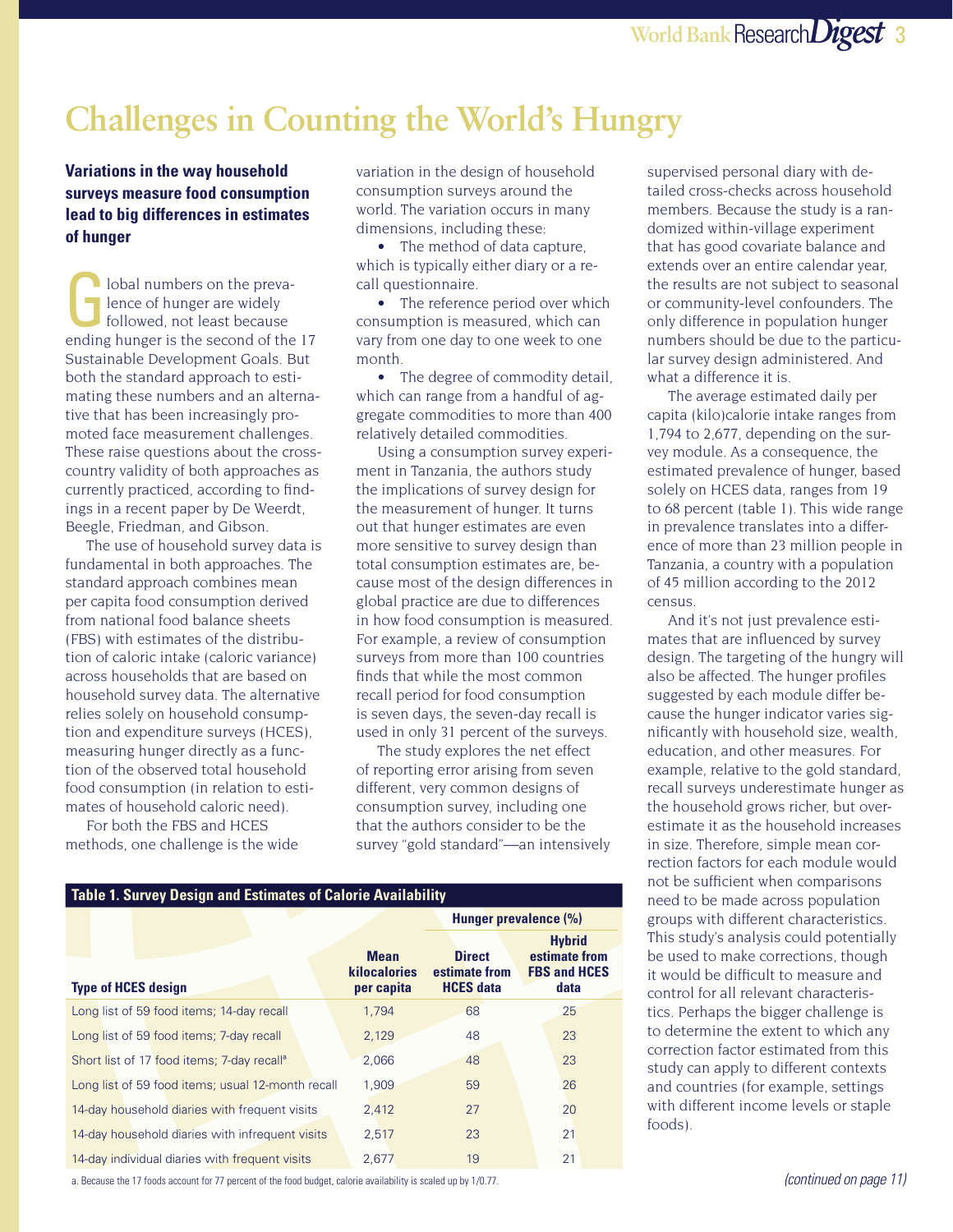# Challenges in Counting the World's Hungry

**Variations in the way household surveys measure food consumption lead to big differences in estimates of hunger**

Global numbers on the prevalence of hunger are widely followed, not least because ending hunger is the second of the 17 Sustainable Development Goals. But both the standard approach to estimating these numbers and an alternative that has been increasingly promoted face measurement challenges. These raise questions about the cross-country validity of both approaches as currently practiced, according to findings in a recent paper by De Weerdt, Beegle, Friedman, and Gibson.

The use of household survey data is fundamental in both approaches. The standard approach combines mean per capita food consumption derived from national food balance sheets (FBS) with estimates of the distribution of caloric intake (caloric variance) across households that are based on household survey data. The alternative relies solely on household consumption and expenditure surveys (HCES), measuring hunger directly as a function of the observed total household food consumption (in relation to estimates of household caloric need).

For both the FBS and HCES methods, one challenge is the wide variation in the design of household consumption surveys around the world. The variation occurs in many dimensions, including these:

- The method of data capture, which is typically either diary or a recall questionnaire.
- The reference period over which consumption is measured, which can vary from one day to one week to one month.
- The degree of commodity detail, which can range from a handful of aggregate commodities to more than 400 relatively detailed commodities.

Using a consumption survey experiment in Tanzania, the authors study the implications of survey design for the measurement of hunger. It turns out that hunger estimates are even more sensitive to survey design than total consumption estimates are, because most of the design differences in global practice are due to differences in how food consumption is measured. For example, a review of consumption surveys from more than 100 countries finds that while the most common recall period for food consumption is seven days, the seven-day recall is used in only 31 percent of the surveys.

The study explores the net effect of reporting error arising from seven different, very common designs of consumption survey, including one that the authors consider to be the survey "gold standard"—an intensively supervised personal diary with detailed cross-checks across household members. Because the study is a randomized within-village experiment that has good covariate balance and extends over an entire calendar year, the results are not subject to seasonal or community-level confounders. The only difference in population hunger numbers should be due to the particular survey design administered. And what a difference it is.

The average estimated daily per capita (kilo)calorie intake ranges from 1,794 to 2,677, depending on the survey module. As a consequence, the estimated prevalence of hunger, based solely on HCES data, ranges from 19 to 68 percent (table 1). This wide range in prevalence translates into a difference of more than 23 million people in Tanzania, a country with a population of 45 million according to the 2012 census.

And it's not just prevalence estimates that are influenced by survey design. The targeting of the hungry will also be affected. The hunger profiles suggested by each module differ because the hunger indicator varies significantly with household size, wealth, education, and other measures. For example, relative to the gold standard, recall surveys underestimate hunger as the household grows richer, but overestimate it as the household increases in size. Therefore, simple mean correction factors for each module would not be sufficient when comparisons need to be made across population groups with different characteristics. This study's analysis could potentially be used to make corrections, though it would be difficult to measure and control for all relevant characteristics. Perhaps the bigger challenge is to determine the extent to which any correction factor estimated from this study can apply to different contexts and countries (for example, settings with different income levels or staple foods).

**Table 1. Survey Design and Estimates of Calorie Availability**

| Type of HCES design | Mean kilocalories per capita | Hunger prevalence (%) Direct estimate from HCES data | Hunger prevalence (%) Hybrid estimate from FBS and HCES data |
|---|---|---|---|
| Long list of 59 food items; 14-day recall | 1,794 | 68 | 25 |
| Long list of 59 food items; 7-day recall | 2,129 | 48 | 23 |
| Short list of 17 food items; 7-day recall[a] | 2,066 | 48 | 23 |
| Long list of 59 food items; usual 12-month recall | 1,909 | 59 | 26 |
| 14-day household diaries with frequent visits | 2,412 | 27 | 20 |
| 14-day household diaries with infrequent visits | 2,517 | 23 | 21 |
| 14-day individual diaries with frequent visits | 2,677 | 19 | 21 |

a. Because the 17 foods account for 77 percent of the food budget, calorie availability is scaled up by 1/0.77.

*(continued on page 11)*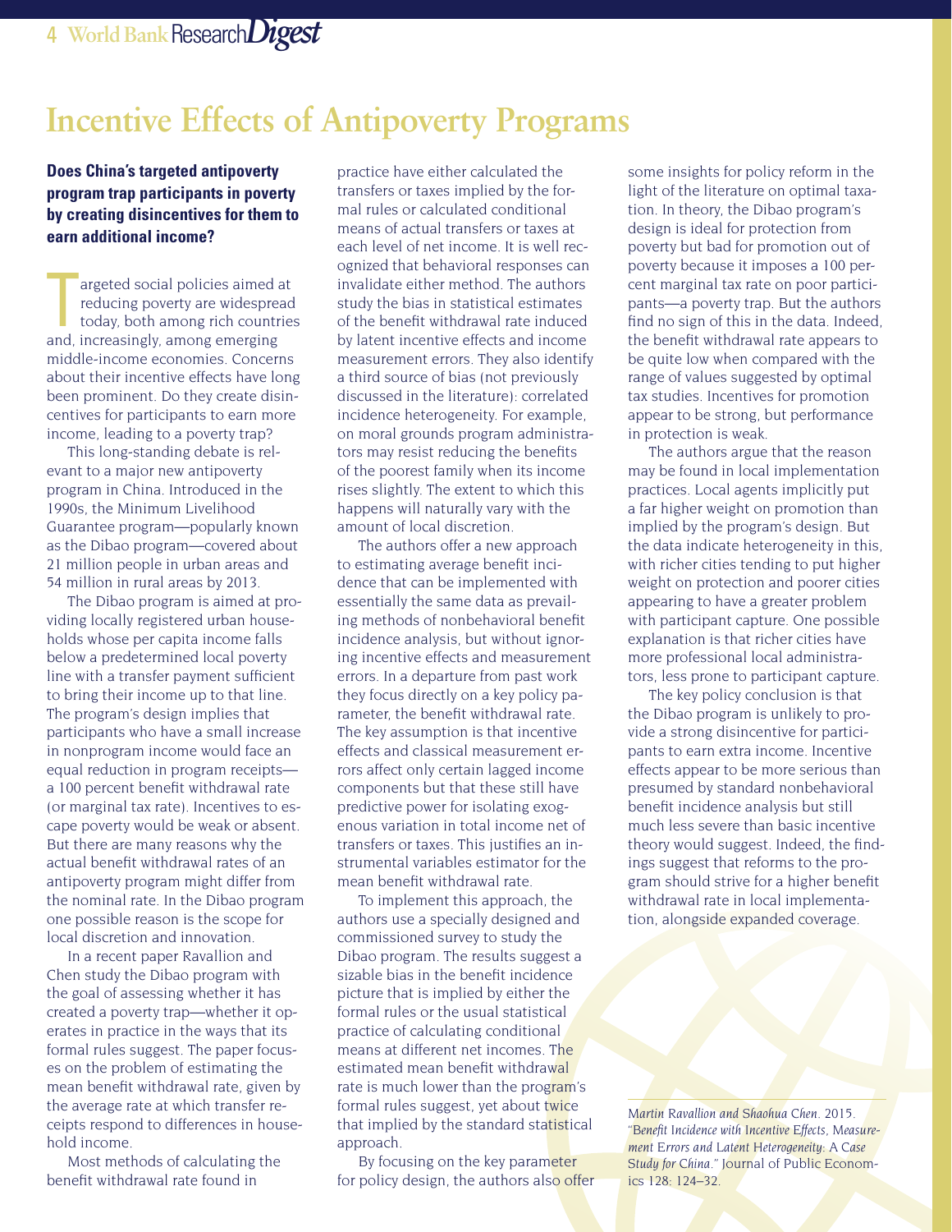# Incentive Effects of Antipoverty Programs

**Does China's targeted antipoverty program trap participants in poverty by creating disincentives for them to earn additional income?**

Targeted social policies aimed at reducing poverty are widespread today, both among rich countries and, increasingly, among emerging middle-income economies. Concerns about their incentive effects have long been prominent. Do they create disincentives for participants to earn more income, leading to a poverty trap?

This long-standing debate is relevant to a major new antipoverty program in China. Introduced in the 1990s, the Minimum Livelihood Guarantee program—popularly known as the Dibao program—covered about 21 million people in urban areas and 54 million in rural areas by 2013.

The Dibao program is aimed at providing locally registered urban households whose per capita income falls below a predetermined local poverty line with a transfer payment sufficient to bring their income up to that line. The program's design implies that participants who have a small increase in nonprogram income would face an equal reduction in program receipts—a 100 percent benefit withdrawal rate (or marginal tax rate). Incentives to escape poverty would be weak or absent. But there are many reasons why the actual benefit withdrawal rates of an antipoverty program might differ from the nominal rate. In the Dibao program one possible reason is the scope for local discretion and innovation.

In a recent paper Ravallion and Chen study the Dibao program with the goal of assessing whether it has created a poverty trap—whether it operates in practice in the ways that its formal rules suggest. The paper focuses on the problem of estimating the mean benefit withdrawal rate, given by the average rate at which transfer receipts respond to differences in household income.

Most methods of calculating the benefit withdrawal rate found in practice have either calculated the transfers or taxes implied by the formal rules or calculated conditional means of actual transfers or taxes at each level of net income. It is well recognized that behavioral responses can invalidate either method. The authors study the bias in statistical estimates of the benefit withdrawal rate induced by latent incentive effects and income measurement errors. They also identify a third source of bias (not previously discussed in the literature): correlated incidence heterogeneity. For example, on moral grounds program administrators may resist reducing the benefits of the poorest family when its income rises slightly. The extent to which this happens will naturally vary with the amount of local discretion.

The authors offer a new approach to estimating average benefit incidence that can be implemented with essentially the same data as prevailing methods of nonbehavioral benefit incidence analysis, but without ignoring incentive effects and measurement errors. In a departure from past work they focus directly on a key policy parameter, the benefit withdrawal rate. The key assumption is that incentive effects and classical measurement errors affect only certain lagged income components but that these still have predictive power for isolating exogenous variation in total income net of transfers or taxes. This justifies an instrumental variables estimator for the mean benefit withdrawal rate.

To implement this approach, the authors use a specially designed and commissioned survey to study the Dibao program. The results suggest a sizable bias in the benefit incidence picture that is implied by either the formal rules or the usual statistical practice of calculating conditional means at different net incomes. The estimated mean benefit withdrawal rate is much lower than the program's formal rules suggest, yet about twice that implied by the standard statistical approach.

By focusing on the key parameter for policy design, the authors also offer some insights for policy reform in the light of the literature on optimal taxation. In theory, the Dibao program's design is ideal for protection from poverty but bad for promotion out of poverty because it imposes a 100 percent marginal tax rate on poor participants—a poverty trap. But the authors find no sign of this in the data. Indeed, the benefit withdrawal rate appears to be quite low when compared with the range of values suggested by optimal tax studies. Incentives for promotion appear to be strong, but performance in protection is weak.

The authors argue that the reason may be found in local implementation practices. Local agents implicitly put a far higher weight on promotion than implied by the program's design. But the data indicate heterogeneity in this, with richer cities tending to put higher weight on protection and poorer cities appearing to have a greater problem with participant capture. One possible explanation is that richer cities have more professional local administrators, less prone to participant capture.

The key policy conclusion is that the Dibao program is unlikely to provide a strong disincentive for participants to earn extra income. Incentive effects appear to be more serious than presumed by standard nonbehavioral benefit incidence analysis but still much less severe than basic incentive theory would suggest. Indeed, the findings suggest that reforms to the program should strive for a higher benefit withdrawal rate in local implementation, alongside expanded coverage.

*Martin Ravallion and Shaohua Chen. 2015. "Benefit Incidence with Incentive Effects, Measurement Errors and Latent Heterogeneity: A Case Study for China."* Journal of Public Economics 128: 124–32.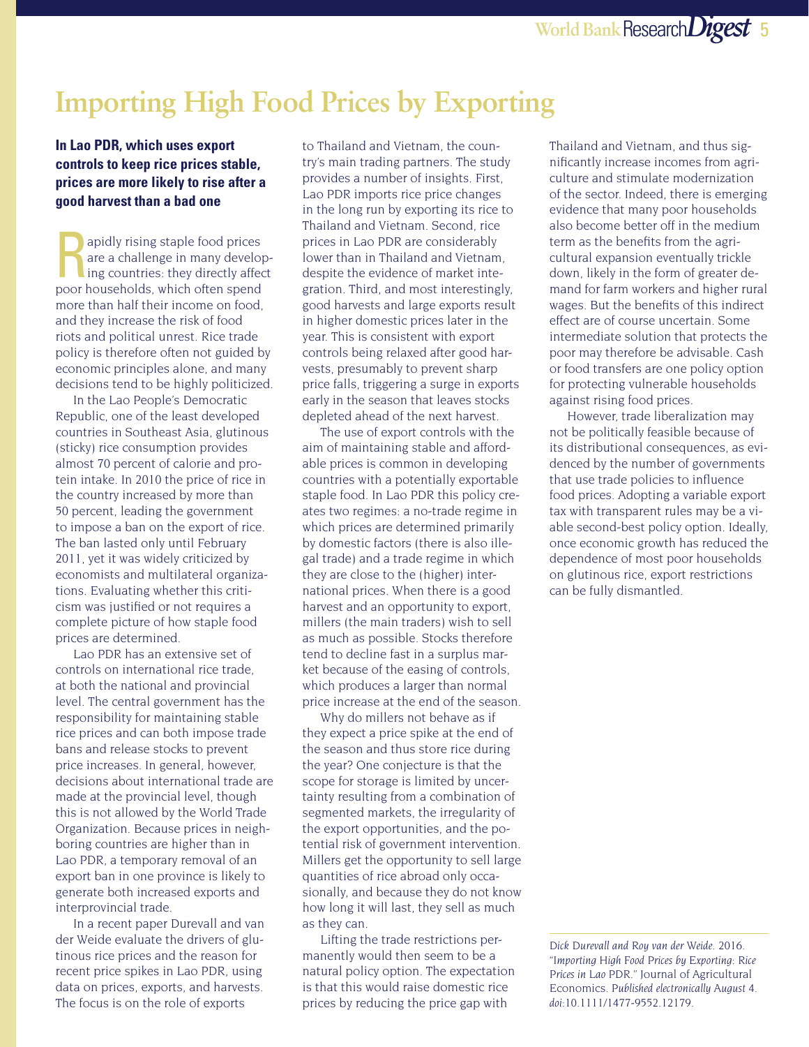# Importing High Food Prices by Exporting

**In Lao PDR, which uses export controls to keep rice prices stable, prices are more likely to rise after a good harvest than a bad one**

Rapidly rising staple food prices are a challenge in many developing countries: they directly affect poor households, which often spend more than half their income on food, and they increase the risk of food riots and political unrest. Rice trade policy is therefore often not guided by economic principles alone, and many decisions tend to be highly politicized.

In the Lao People's Democratic Republic, one of the least developed countries in Southeast Asia, glutinous (sticky) rice consumption provides almost 70 percent of calorie and protein intake. In 2010 the price of rice in the country increased by more than 50 percent, leading the government to impose a ban on the export of rice. The ban lasted only until February 2011, yet it was widely criticized by economists and multilateral organizations. Evaluating whether this criticism was justified or not requires a complete picture of how staple food prices are determined.

Lao PDR has an extensive set of controls on international rice trade, at both the national and provincial level. The central government has the responsibility for maintaining stable rice prices and can both impose trade bans and release stocks to prevent price increases. In general, however, decisions about international trade are made at the provincial level, though this is not allowed by the World Trade Organization. Because prices in neighboring countries are higher than in Lao PDR, a temporary removal of an export ban in one province is likely to generate both increased exports and interprovincial trade.

In a recent paper Durevall and van der Weide evaluate the drivers of glutinous rice prices and the reason for recent price spikes in Lao PDR, using data on prices, exports, and harvests. The focus is on the role of exports to Thailand and Vietnam, the country's main trading partners. The study provides a number of insights. First, Lao PDR imports rice price changes in the long run by exporting its rice to Thailand and Vietnam. Second, rice prices in Lao PDR are considerably lower than in Thailand and Vietnam, despite the evidence of market integration. Third, and most interestingly, good harvests and large exports result in higher domestic prices later in the year. This is consistent with export controls being relaxed after good harvests, presumably to prevent sharp price falls, triggering a surge in exports early in the season that leaves stocks depleted ahead of the next harvest.

The use of export controls with the aim of maintaining stable and affordable prices is common in developing countries with a potentially exportable staple food. In Lao PDR this policy creates two regimes: a no-trade regime in which prices are determined primarily by domestic factors (there is also illegal trade) and a trade regime in which they are close to the (higher) international prices. When there is a good harvest and an opportunity to export, millers (the main traders) wish to sell as much as possible. Stocks therefore tend to decline fast in a surplus market because of the easing of controls, which produces a larger than normal price increase at the end of the season.

Why do millers not behave as if they expect a price spike at the end of the season and thus store rice during the year? One conjecture is that the scope for storage is limited by uncertainty resulting from a combination of segmented markets, the irregularity of the export opportunities, and the potential risk of government intervention. Millers get the opportunity to sell large quantities of rice abroad only occasionally, and because they do not know how long it will last, they sell as much as they can.

Lifting the trade restrictions permanently would then seem to be a natural policy option. The expectation is that this would raise domestic rice prices by reducing the price gap with Thailand and Vietnam, and thus significantly increase incomes from agriculture and stimulate modernization of the sector. Indeed, there is emerging evidence that many poor households also become better off in the medium term as the benefits from the agricultural expansion eventually trickle down, likely in the form of greater demand for farm workers and higher rural wages. But the benefits of this indirect effect are of course uncertain. Some intermediate solution that protects the poor may therefore be advisable. Cash or food transfers are one policy option for protecting vulnerable households against rising food prices.

However, trade liberalization may not be politically feasible because of its distributional consequences, as evidenced by the number of governments that use trade policies to influence food prices. Adopting a variable export tax with transparent rules may be a viable second-best policy option. Ideally, once economic growth has reduced the dependence of most poor households on glutinous rice, export restrictions can be fully dismantled.

*Dick Durevall and Roy van der Weide.* 2016. *"Importing High Food Prices by Exporting: Rice Prices in Lao PDR."* Journal of Agricultural Economics. *Published electronically* August 4. *doi*:10.1111/1477-9552.12179.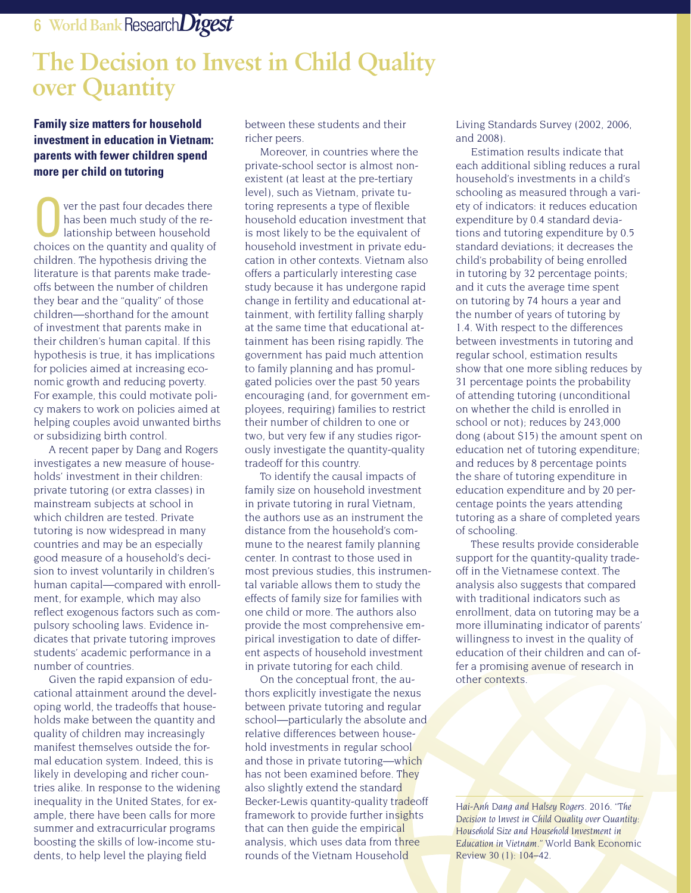# The Decision to Invest in Child Quality over Quantity

**Family size matters for household investment in education in Vietnam: parents with fewer children spend more per child on tutoring**

Over the past four decades there has been much study of the relationship between household choices on the quantity and quality of children. The hypothesis driving the literature is that parents make tradeoffs between the number of children they bear and the "quality" of those children—shorthand for the amount of investment that parents make in their children's human capital. If this hypothesis is true, it has implications for policies aimed at increasing economic growth and reducing poverty. For example, this could motivate policy makers to work on policies aimed at helping couples avoid unwanted births or subsidizing birth control.

A recent paper by Dang and Rogers investigates a new measure of households' investment in their children: private tutoring (or extra classes) in mainstream subjects at school in which children are tested. Private tutoring is now widespread in many countries and may be an especially good measure of a household's decision to invest voluntarily in children's human capital—compared with enrollment, for example, which may also reflect exogenous factors such as compulsory schooling laws. Evidence indicates that private tutoring improves students' academic performance in a number of countries.

Given the rapid expansion of educational attainment around the developing world, the tradeoffs that households make between the quantity and quality of children may increasingly manifest themselves outside the formal education system. Indeed, this is likely in developing and richer countries alike. In response to the widening inequality in the United States, for example, there have been calls for more summer and extracurricular programs boosting the skills of low-income students, to help level the playing field between these students and their richer peers.

Moreover, in countries where the private-school sector is almost nonexistent (at least at the pre-tertiary level), such as Vietnam, private tutoring represents a type of flexible household education investment that is most likely to be the equivalent of household investment in private education in other contexts. Vietnam also offers a particularly interesting case study because it has undergone rapid change in fertility and educational attainment, with fertility falling sharply at the same time that educational attainment has been rising rapidly. The government has paid much attention to family planning and has promulgated policies over the past 50 years encouraging (and, for government employees, requiring) families to restrict their number of children to one or two, but very few if any studies rigorously investigate the quantity-quality tradeoff for this country.

To identify the causal impacts of family size on household investment in private tutoring in rural Vietnam, the authors use as an instrument the distance from the household's commune to the nearest family planning center. In contrast to those used in most previous studies, this instrumental variable allows them to study the effects of family size for families with one child or more. The authors also provide the most comprehensive empirical investigation to date of different aspects of household investment in private tutoring for each child.

On the conceptual front, the authors explicitly investigate the nexus between private tutoring and regular school—particularly the absolute and relative differences between household investments in regular school and those in private tutoring—which has not been examined before. They also slightly extend the standard Becker-Lewis quantity-quality tradeoff framework to provide further insights that can then guide the empirical analysis, which uses data from three rounds of the Vietnam Household Living Standards Survey (2002, 2006, and 2008).

Estimation results indicate that each additional sibling reduces a rural household's investments in a child's schooling as measured through a variety of indicators: it reduces education expenditure by 0.4 standard deviations and tutoring expenditure by 0.5 standard deviations; it decreases the child's probability of being enrolled in tutoring by 32 percentage points; and it cuts the average time spent on tutoring by 74 hours a year and the number of years of tutoring by 1.4. With respect to the differences between investments in tutoring and regular school, estimation results show that one more sibling reduces by 31 percentage points the probability of attending tutoring (unconditional on whether the child is enrolled in school or not); reduces by 243,000 dong (about $15) the amount spent on education net of tutoring expenditure; and reduces by 8 percentage points the share of tutoring expenditure in education expenditure and by 20 percentage points the years attending tutoring as a share of completed years of schooling.

These results provide considerable support for the quantity-quality tradeoff in the Vietnamese context. The analysis also suggests that compared with traditional indicators such as enrollment, data on tutoring may be a more illuminating indicator of parents' willingness to invest in the quality of education of their children and can offer a promising avenue of research in other contexts.

*Hai-Anh Dang and Halsey Rogers. 2016. "The Decision to Invest in Child Quality over Quantity: Household Size and Household Investment in Education in Vietnam."* World Bank Economic Review 30 (1): 104–42.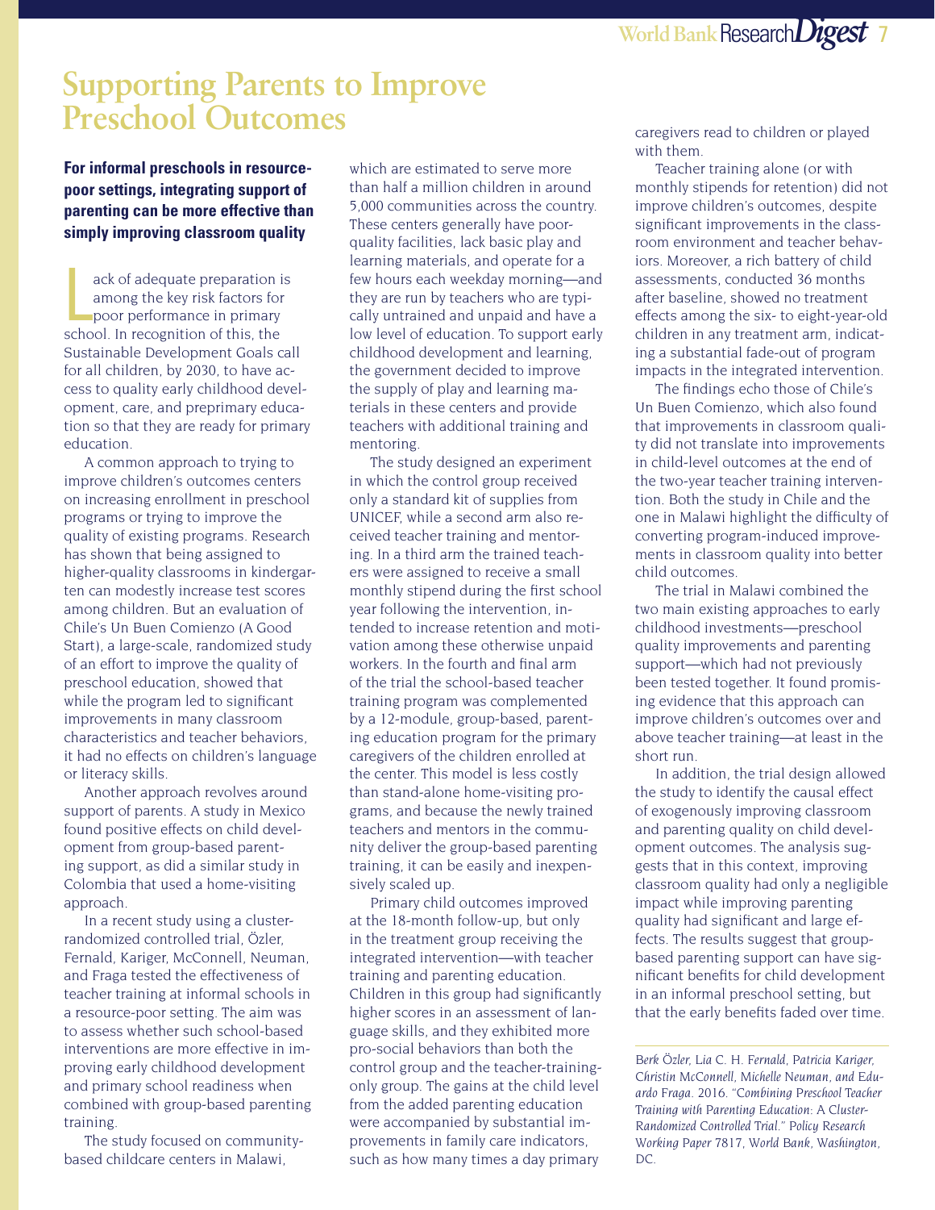# Supporting Parents to Improve Preschool Outcomes

**For informal preschools in resource-poor settings, integrating support of parenting can be more effective than simply improving classroom quality**

Lack of adequate preparation is among the key risk factors for poor performance in primary school. In recognition of this, the Sustainable Development Goals call for all children, by 2030, to have access to quality early childhood development, care, and preprimary education so that they are ready for primary education.

A common approach to trying to improve children's outcomes centers on increasing enrollment in preschool programs or trying to improve the quality of existing programs. Research has shown that being assigned to higher-quality classrooms in kindergarten can modestly increase test scores among children. But an evaluation of Chile's Un Buen Comienzo (A Good Start), a large-scale, randomized study of an effort to improve the quality of preschool education, showed that while the program led to significant improvements in many classroom characteristics and teacher behaviors, it had no effects on children's language or literacy skills.

Another approach revolves around support of parents. A study in Mexico found positive effects on child development from group-based parenting support, as did a similar study in Colombia that used a home-visiting approach.

In a recent study using a cluster-randomized controlled trial, Özler, Fernald, Kariger, McConnell, Neuman, and Fraga tested the effectiveness of teacher training at informal schools in a resource-poor setting. The aim was to assess whether such school-based interventions are more effective in improving early childhood development and primary school readiness when combined with group-based parenting training.

The study focused on community-based childcare centers in Malawi, which are estimated to serve more than half a million children in around 5,000 communities across the country. These centers generally have poor-quality facilities, lack basic play and learning materials, and operate for a few hours each weekday morning—and they are run by teachers who are typically untrained and unpaid and have a low level of education. To support early childhood development and learning, the government decided to improve the supply of play and learning materials in these centers and provide teachers with additional training and mentoring.

The study designed an experiment in which the control group received only a standard kit of supplies from UNICEF, while a second arm also received teacher training and mentoring. In a third arm the trained teachers were assigned to receive a small monthly stipend during the first school year following the intervention, intended to increase retention and motivation among these otherwise unpaid workers. In the fourth and final arm of the trial the school-based teacher training program was complemented by a 12-module, group-based, parenting education program for the primary caregivers of the children enrolled at the center. This model is less costly than stand-alone home-visiting programs, and because the newly trained teachers and mentors in the community deliver the group-based parenting training, it can be easily and inexpensively scaled up.

Primary child outcomes improved at the 18-month follow-up, but only in the treatment group receiving the integrated intervention—with teacher training and parenting education. Children in this group had significantly higher scores in an assessment of language skills, and they exhibited more pro-social behaviors than both the control group and the teacher-training-only group. The gains at the child level from the added parenting education were accompanied by substantial improvements in family care indicators, such as how many times a day primary caregivers read to children or played with them.

Teacher training alone (or with monthly stipends for retention) did not improve children's outcomes, despite significant improvements in the classroom environment and teacher behaviors. Moreover, a rich battery of child assessments, conducted 36 months after baseline, showed no treatment effects among the six- to eight-year-old children in any treatment arm, indicating a substantial fade-out of program impacts in the integrated intervention.

The findings echo those of Chile's Un Buen Comienzo, which also found that improvements in classroom quality did not translate into improvements in child-level outcomes at the end of the two-year teacher training intervention. Both the study in Chile and the one in Malawi highlight the difficulty of converting program-induced improvements in classroom quality into better child outcomes.

The trial in Malawi combined the two main existing approaches to early childhood investments—preschool quality improvements and parenting support—which had not previously been tested together. It found promising evidence that this approach can improve children's outcomes over and above teacher training—at least in the short run.

In addition, the trial design allowed the study to identify the causal effect of exogenously improving classroom and parenting quality on child development outcomes. The analysis suggests that in this context, improving classroom quality had only a negligible impact while improving parenting quality had significant and large effects. The results suggest that group-based parenting support can have significant benefits for child development in an informal preschool setting, but that the early benefits faded over time.

*Berk Özler, Lia C. H. Fernald, Patricia Kariger, Christin McConnell, Michelle Neuman, and Eduardo Fraga. 2016. "Combining Preschool Teacher Training with Parenting Education: A Cluster-Randomized Controlled Trial." Policy Research Working Paper 7817, World Bank, Washington, DC.*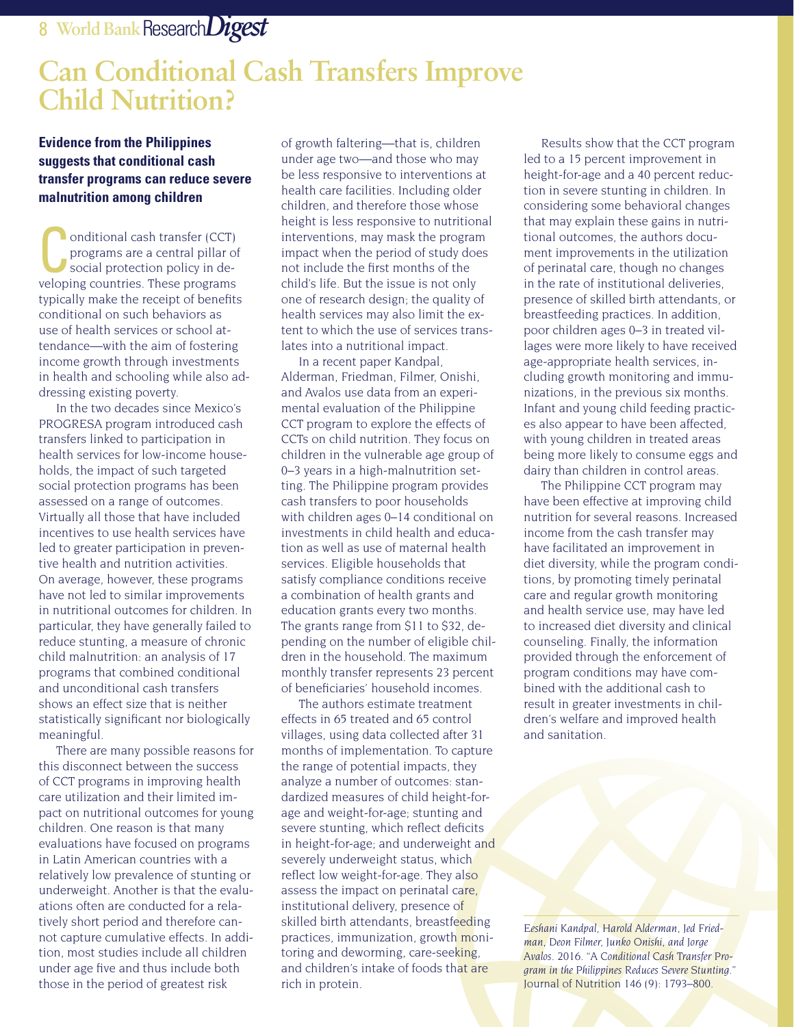# Can Conditional Cash Transfers Improve Child Nutrition?

**Evidence from the Philippines suggests that conditional cash transfer programs can reduce severe malnutrition among children**

Conditional cash transfer (CCT) programs are a central pillar of social protection policy in developing countries. These programs typically make the receipt of benefits conditional on such behaviors as use of health services or school attendance—with the aim of fostering income growth through investments in health and schooling while also addressing existing poverty.

In the two decades since Mexico's PROGRESA program introduced cash transfers linked to participation in health services for low-income households, the impact of such targeted social protection programs has been assessed on a range of outcomes. Virtually all those that have included incentives to use health services have led to greater participation in preventive health and nutrition activities. On average, however, these programs have not led to similar improvements in nutritional outcomes for children. In particular, they have generally failed to reduce stunting, a measure of chronic child malnutrition: an analysis of 17 programs that combined conditional and unconditional cash transfers shows an effect size that is neither statistically significant nor biologically meaningful.

There are many possible reasons for this disconnect between the success of CCT programs in improving health care utilization and their limited impact on nutritional outcomes for young children. One reason is that many evaluations have focused on programs in Latin American countries with a relatively low prevalence of stunting or underweight. Another is that the evaluations often are conducted for a relatively short period and therefore cannot capture cumulative effects. In addition, most studies include all children under age five and thus include both those in the period of greatest risk of growth faltering—that is, children under age two—and those who may be less responsive to interventions at health care facilities. Including older children, and therefore those whose height is less responsive to nutritional interventions, may mask the program impact when the period of study does not include the first months of the child's life. But the issue is not only one of research design; the quality of health services may also limit the extent to which the use of services translates into a nutritional impact.

In a recent paper Kandpal, Alderman, Friedman, Filmer, Onishi, and Avalos use data from an experimental evaluation of the Philippine CCT program to explore the effects of CCTs on child nutrition. They focus on children in the vulnerable age group of 0–3 years in a high-malnutrition setting. The Philippine program provides cash transfers to poor households with children ages 0–14 conditional on investments in child health and education as well as use of maternal health services. Eligible households that satisfy compliance conditions receive a combination of health grants and education grants every two months. The grants range from $11 to $32, depending on the number of eligible children in the household. The maximum monthly transfer represents 23 percent of beneficiaries' household incomes.

The authors estimate treatment effects in 65 treated and 65 control villages, using data collected after 31 months of implementation. To capture the range of potential impacts, they analyze a number of outcomes: standardized measures of child height-for-age and weight-for-age; stunting and severe stunting, which reflect deficits in height-for-age; and underweight and severely underweight status, which reflect low weight-for-age. They also assess the impact on perinatal care, institutional delivery, presence of skilled birth attendants, breastfeeding practices, immunization, growth monitoring and deworming, care-seeking, and children's intake of foods that are rich in protein.

Results show that the CCT program led to a 15 percent improvement in height-for-age and a 40 percent reduction in severe stunting in children. In considering some behavioral changes that may explain these gains in nutritional outcomes, the authors document improvements in the utilization of perinatal care, though no changes in the rate of institutional deliveries, presence of skilled birth attendants, or breastfeeding practices. In addition, poor children ages 0–3 in treated villages were more likely to have received age-appropriate health services, including growth monitoring and immunizations, in the previous six months. Infant and young child feeding practices also appear to have been affected, with young children in treated areas being more likely to consume eggs and dairy than children in control areas.

The Philippine CCT program may have been effective at improving child nutrition for several reasons. Increased income from the cash transfer may have facilitated an improvement in diet diversity, while the program conditions, by promoting timely perinatal care and regular growth monitoring and health service use, may have led to increased diet diversity and clinical counseling. Finally, the information provided through the enforcement of program conditions may have combined with the additional cash to result in greater investments in children's welfare and improved health and sanitation.

*Eeshani Kandpal, Harold Alderman, Jed Friedman, Deon Filmer, Junko Onishi, and Jorge Avalos.* 2016. "*A Conditional Cash Transfer Program in the Philippines Reduces Severe Stunting.*" Journal of Nutrition 146 (9): 1793–800.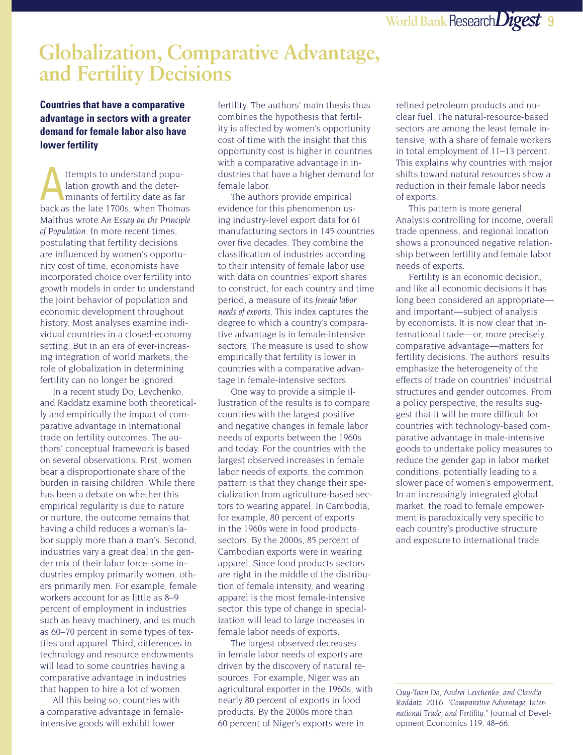# Globalization, Comparative Advantage, and Fertility Decisions

**Countries that have a comparative advantage in sectors with a greater demand for female labor also have lower fertility**

Attempts to understand population growth and the determinants of fertility date as far back as the late 1700s, when Thomas Malthus wrote *An Essay on the Principle of Population*. In more recent times, postulating that fertility decisions are influenced by women's opportunity cost of time, economists have incorporated choice over fertility into growth models in order to understand the joint behavior of population and economic development throughout history. Most analyses examine individual countries in a closed-economy setting. But in an era of ever-increasing integration of world markets, the role of globalization in determining fertility can no longer be ignored.

In a recent study Do, Levchenko, and Raddatz examine both theoretically and empirically the impact of comparative advantage in international trade on fertility outcomes. The authors' conceptual framework is based on several observations. First, women bear a disproportionate share of the burden in raising children. While there has been a debate on whether this empirical regularity is due to nature or nurture, the outcome remains that having a child reduces a woman's labor supply more than a man's. Second, industries vary a great deal in the gender mix of their labor force: some industries employ primarily women, others primarily men. For example, female workers account for as little as 8–9 percent of employment in industries such as heavy machinery, and as much as 60–70 percent in some types of textiles and apparel. Third, differences in technology and resource endowments will lead to some countries having a comparative advantage in industries that happen to hire a lot of women.

All this being so, countries with a comparative advantage in female-intensive goods will exhibit lower fertility. The authors' main thesis thus combines the hypothesis that fertility is affected by women's opportunity cost of time with the insight that this opportunity cost is higher in countries with a comparative advantage in industries that have a higher demand for female labor.

The authors provide empirical evidence for this phenomenon using industry-level export data for 61 manufacturing sectors in 145 countries over five decades. They combine the classification of industries according to their intensity of female labor use with data on countries' export shares to construct, for each country and time period, a measure of its *female labor needs of exports*. This index captures the degree to which a country's comparative advantage is in female-intensive sectors. The measure is used to show empirically that fertility is lower in countries with a comparative advantage in female-intensive sectors.

One way to provide a simple illustration of the results is to compare countries with the largest positive and negative changes in female labor needs of exports between the 1960s and today. For the countries with the largest observed increases in female labor needs of exports, the common pattern is that they change their specialization from agriculture-based sectors to wearing apparel. In Cambodia, for example, 80 percent of exports in the 1960s were in food products sectors. By the 2000s, 85 percent of Cambodian exports were in wearing apparel. Since food products sectors are right in the middle of the distribution of female intensity, and wearing apparel is the most female-intensive sector, this type of change in specialization will lead to large increases in female labor needs of exports.

The largest observed decreases in female labor needs of exports are driven by the discovery of natural resources. For example, Niger was an agricultural exporter in the 1960s, with nearly 80 percent of exports in food products. By the 2000s more than 60 percent of Niger's exports were in refined petroleum products and nuclear fuel. The natural-resource-based sectors are among the least female intensive, with a share of female workers in total employment of 11–13 percent. This explains why countries with major shifts toward natural resources show a reduction in their female labor needs of exports.

This pattern is more general. Analysis controlling for income, overall trade openness, and regional location shows a pronounced negative relationship between fertility and female labor needs of exports.

Fertility is an economic decision, and like all economic decisions it has long been considered an appropriate—and important—subject of analysis by economists. It is now clear that international trade—or, more precisely, comparative advantage—matters for fertility decisions. The authors' results emphasize the heterogeneity of the effects of trade on countries' industrial structures and gender outcomes. From a policy perspective, the results suggest that it will be more difficult for countries with technology-based comparative advantage in male-intensive goods to undertake policy measures to reduce the gender gap in labor market conditions, potentially leading to a slower pace of women's empowerment. In an increasingly integrated global market, the road to female empowerment is paradoxically very specific to each country's productive structure and exposure to international trade.

*Quy-Toan Do, Andrei Levchenko, and Claudio Raddatz. 2016. "Comparative Advantage, International Trade, and Fertility."* Journal of Development Economics *119: 48–66.*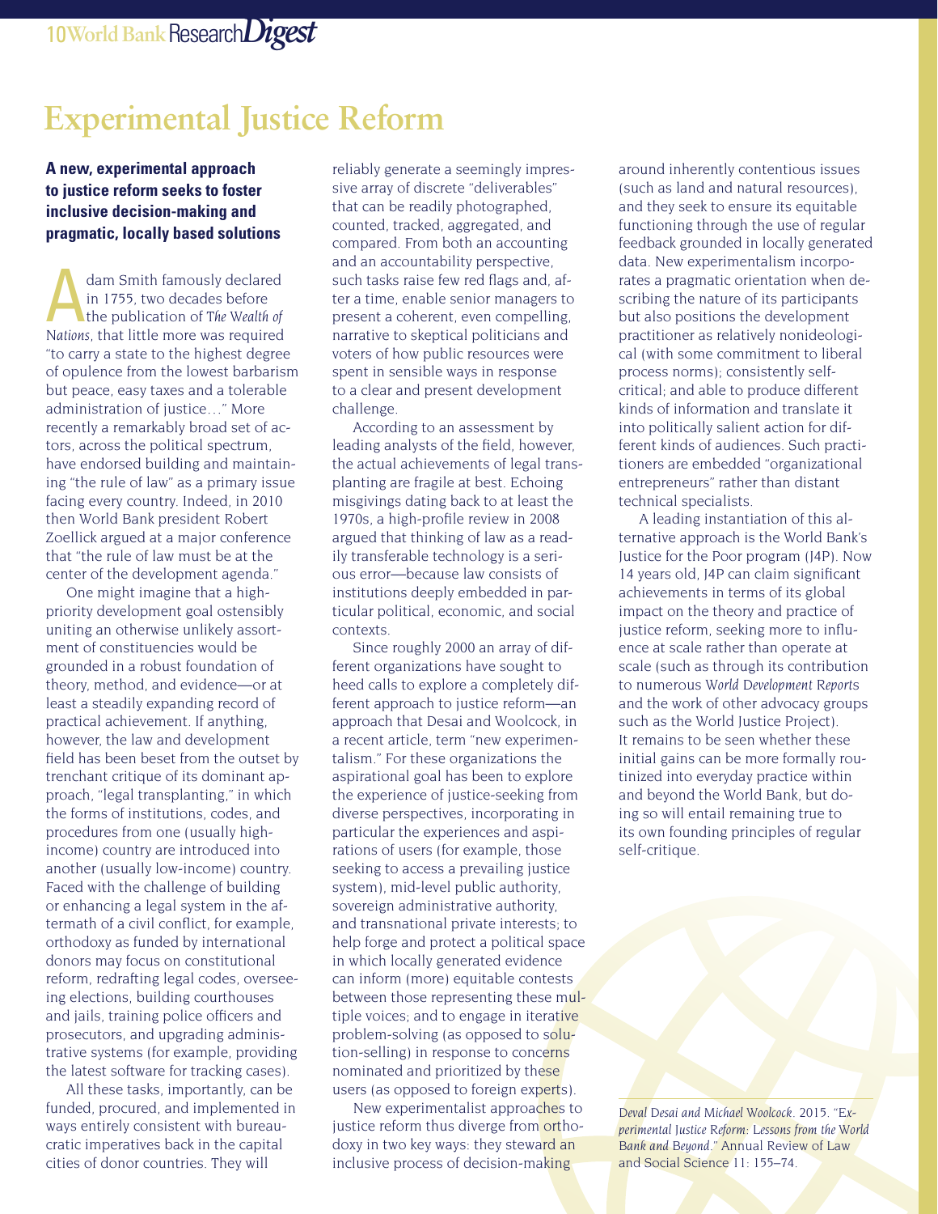# Experimental Justice Reform

**A new, experimental approach to justice reform seeks to foster inclusive decision-making and pragmatic, locally based solutions**

Adam Smith famously declared in 1755, two decades before the publication of *The Wealth of Nations*, that little more was required "to carry a state to the highest degree of opulence from the lowest barbarism but peace, easy taxes and a tolerable administration of justice…" More recently a remarkably broad set of actors, across the political spectrum, have endorsed building and maintaining "the rule of law" as a primary issue facing every country. Indeed, in 2010 then World Bank president Robert Zoellick argued at a major conference that "the rule of law must be at the center of the development agenda."

One might imagine that a high-priority development goal ostensibly uniting an otherwise unlikely assortment of constituencies would be grounded in a robust foundation of theory, method, and evidence—or at least a steadily expanding record of practical achievement. If anything, however, the law and development field has been beset from the outset by trenchant critique of its dominant approach, "legal transplanting," in which the forms of institutions, codes, and procedures from one (usually high-income) country are introduced into another (usually low-income) country. Faced with the challenge of building or enhancing a legal system in the aftermath of a civil conflict, for example, orthodoxy as funded by international donors may focus on constitutional reform, redrafting legal codes, overseeing elections, building courthouses and jails, training police officers and prosecutors, and upgrading administrative systems (for example, providing the latest software for tracking cases).

All these tasks, importantly, can be funded, procured, and implemented in ways entirely consistent with bureaucratic imperatives back in the capital cities of donor countries. They will reliably generate a seemingly impressive array of discrete "deliverables" that can be readily photographed, counted, tracked, aggregated, and compared. From both an accounting and an accountability perspective, such tasks raise few red flags and, after a time, enable senior managers to present a coherent, even compelling, narrative to skeptical politicians and voters of how public resources were spent in sensible ways in response to a clear and present development challenge.

According to an assessment by leading analysts of the field, however, the actual achievements of legal transplanting are fragile at best. Echoing misgivings dating back to at least the 1970s, a high-profile review in 2008 argued that thinking of law as a readily transferable technology is a serious error—because law consists of institutions deeply embedded in particular political, economic, and social contexts.

Since roughly 2000 an array of different organizations have sought to heed calls to explore a completely different approach to justice reform—an approach that Desai and Woolcock, in a recent article, term "new experimentalism." For these organizations the aspirational goal has been to explore the experience of justice-seeking from diverse perspectives, incorporating in particular the experiences and aspirations of users (for example, those seeking to access a prevailing justice system), mid-level public authority, sovereign administrative authority, and transnational private interests; to help forge and protect a political space in which locally generated evidence can inform (more) equitable contests between those representing these multiple voices; and to engage in iterative problem-solving (as opposed to solution-selling) in response to concerns nominated and prioritized by these users (as opposed to foreign experts).

New experimentalist approaches to justice reform thus diverge from orthodoxy in two key ways: they steward an inclusive process of decision-making around inherently contentious issues (such as land and natural resources), and they seek to ensure its equitable functioning through the use of regular feedback grounded in locally generated data. New experimentalism incorporates a pragmatic orientation when describing the nature of its participants but also positions the development practitioner as relatively nonideological (with some commitment to liberal process norms); consistently self-critical; and able to produce different kinds of information and translate it into politically salient action for different kinds of audiences. Such practitioners are embedded "organizational entrepreneurs" rather than distant technical specialists.

A leading instantiation of this alternative approach is the World Bank's Justice for the Poor program (J4P). Now 14 years old, J4P can claim significant achievements in terms of its global impact on the theory and practice of justice reform, seeking more to influence at scale rather than operate at scale (such as through its contribution to numerous *World Development Reports* and the work of other advocacy groups such as the World Justice Project). It remains to be seen whether these initial gains can be more formally routinized into everyday practice within and beyond the World Bank, but doing so will entail remaining true to its own founding principles of regular self-critique.

*Deval Desai and Michael Woolcock.* 2015. "*Experimental Justice Reform: Lessons from the World Bank and Beyond.*" Annual Review of Law and Social Science 11: 155–74.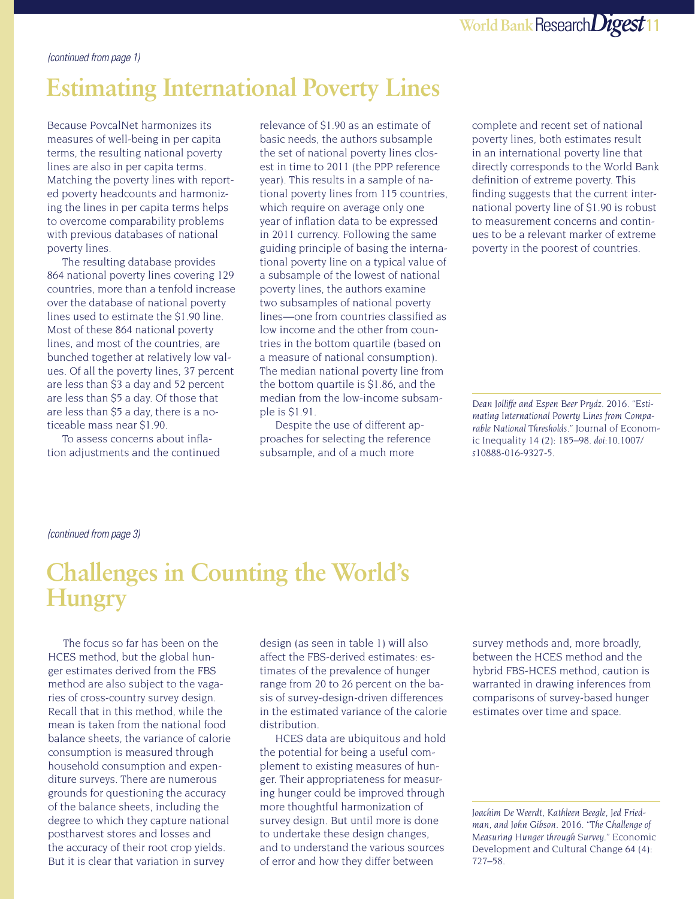*(continued from page 1)*

# Estimating International Poverty Lines

Because PovcalNet harmonizes its measures of well-being in per capita terms, the resulting national poverty lines are also in per capita terms. Matching the poverty lines with reported poverty headcounts and harmonizing the lines in per capita terms helps to overcome comparability problems with previous databases of national poverty lines.

The resulting database provides 864 national poverty lines covering 129 countries, more than a tenfold increase over the database of national poverty lines used to estimate the $1.90 line. Most of these 864 national poverty lines, and most of the countries, are bunched together at relatively low values. Of all the poverty lines, 37 percent are less than $3 a day and 52 percent are less than $5 a day. Of those that are less than $5 a day, there is a noticeable mass near $1.90.

To assess concerns about inflation adjustments and the continued relevance of $1.90 as an estimate of basic needs, the authors subsample the set of national poverty lines closest in time to 2011 (the PPP reference year). This results in a sample of national poverty lines from 115 countries, which require on average only one year of inflation data to be expressed in 2011 currency. Following the same guiding principle of basing the international poverty line on a typical value of a subsample of the lowest of national poverty lines, the authors examine two subsamples of national poverty lines—one from countries classified as low income and the other from countries in the bottom quartile (based on a measure of national consumption). The median national poverty line from the bottom quartile is $1.86, and the median from the low-income subsample is $1.91.

Despite the use of different approaches for selecting the reference subsample, and of a much more complete and recent set of national poverty lines, both estimates result in an international poverty line that directly corresponds to the World Bank definition of extreme poverty. This finding suggests that the current international poverty line of $1.90 is robust to measurement concerns and continues to be a relevant marker of extreme poverty in the poorest of countries.

*Dean Jolliffe and Espen Beer Prydz. 2016. "Estimating International Poverty Lines from Comparable National Thresholds."* Journal of Economic Inequality 14 (2): 185–98. *doi*:10.1007/s10888-016-9327-5.

*(continued from page 3)*

# Challenges in Counting the World's Hungry

The focus so far has been on the HCES method, but the global hunger estimates derived from the FBS method are also subject to the vagaries of cross-country survey design. Recall that in this method, while the mean is taken from the national food balance sheets, the variance of calorie consumption is measured through household consumption and expenditure surveys. There are numerous grounds for questioning the accuracy of the balance sheets, including the degree to which they capture national postharvest stores and losses and the accuracy of their root crop yields. But it is clear that variation in survey design (as seen in table 1) will also affect the FBS-derived estimates: estimates of the prevalence of hunger range from 20 to 26 percent on the basis of survey-design-driven differences in the estimated variance of the calorie distribution.

HCES data are ubiquitous and hold the potential for being a useful complement to existing measures of hunger. Their appropriateness for measuring hunger could be improved through more thoughtful harmonization of survey design. But until more is done to undertake these design changes, and to understand the various sources of error and how they differ between survey methods and, more broadly, between the HCES method and the hybrid FBS-HCES method, caution is warranted in drawing inferences from comparisons of survey-based hunger estimates over time and space.

*Joachim De Weerdt, Kathleen Beegle, Jed Friedman, and John Gibson. 2016. "The Challenge of Measuring Hunger through Survey."* Economic Development and Cultural Change 64 (4): 727–58.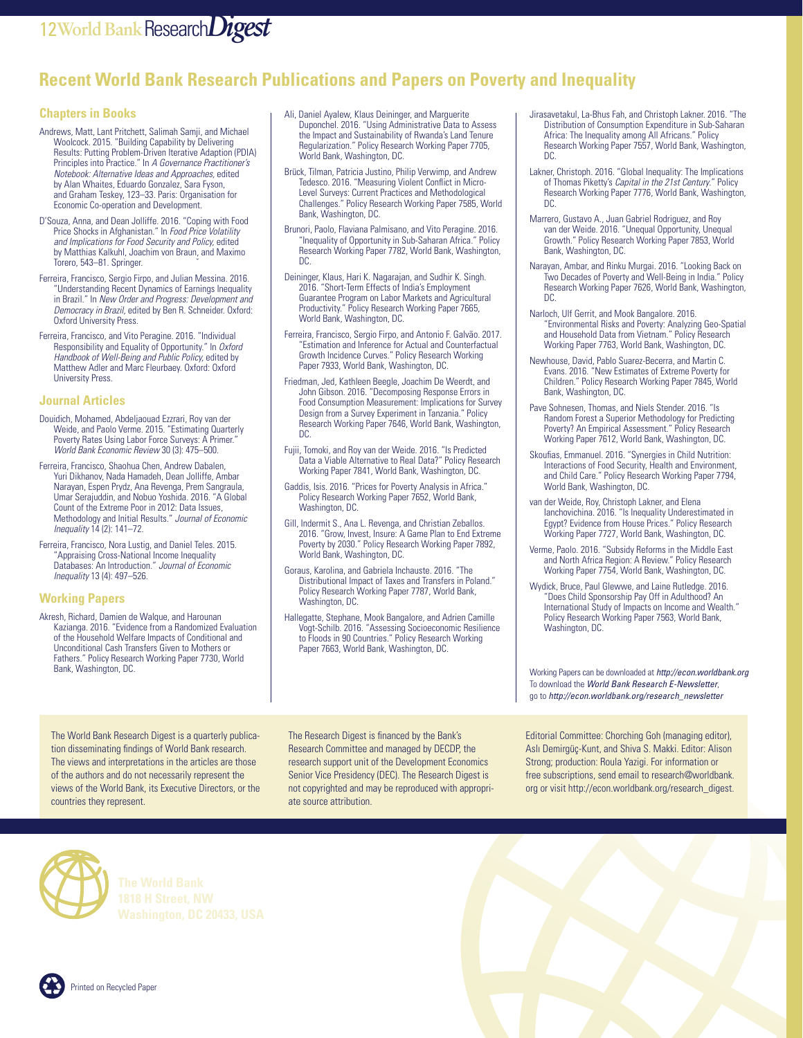# Recent World Bank Research Publications and Papers on Poverty and Inequality

## Chapters in Books

Andrews, Matt, Lant Pritchett, Salimah Samji, and Michael Woolcock. 2015. "Building Capability by Delivering Results: Putting Problem-Driven Iterative Adaption (PDIA) Principles into Practice." In *A Governance Practitioner's Notebook: Alternative Ideas and Approaches*, edited by Alan Whaites, Eduardo Gonzalez, Sara Fyson, and Graham Teskey, 123–33. Paris: Organisation for Economic Co-operation and Development.

D'Souza, Anna, and Dean Jolliffe. 2016. "Coping with Food Price Shocks in Afghanistan." In *Food Price Volatility and Implications for Food Security and Policy*, edited by Matthias Kalkuhl, Joachim von Braun, and Maximo Torero, 543–81. Springer.

Ferreira, Francisco, Sergio Firpo, and Julian Messina. 2016. "Understanding Recent Dynamics of Earnings Inequality in Brazil." In *New Order and Progress: Development and Democracy in Brazil*, edited by Ben R. Schneider. Oxford: Oxford University Press.

Ferreira, Francisco, and Vito Peragine. 2016. "Individual Responsibility and Equality of Opportunity." In *Oxford Handbook of Well-Being and Public Policy*, edited by Matthew Adler and Marc Fleurbaey. Oxford: Oxford University Press.

## Journal Articles

Douidich, Mohamed, Abdeljaouad Ezzrari, Roy van der Weide, and Paolo Verme. 2015. "Estimating Quarterly Poverty Rates Using Labor Force Surveys: A Primer." *World Bank Economic Review* 30 (3): 475–500.

Ferreira, Francisco, Shaohua Chen, Andrew Dabalen, Yuri Dikhanov, Nada Hamadeh, Dean Jolliffe, Ambar Narayan, Espen Prydz, Ana Revenga, Prem Sangraula, Umar Serajuddin, and Nobuo Yoshida. 2016. "A Global Count of the Extreme Poor in 2012: Data Issues, Methodology and Initial Results." *Journal of Economic Inequality* 14 (2): 141–72.

Ferreira, Francisco, Nora Lustig, and Daniel Teles. 2015. "Appraising Cross-National Income Inequality Databases: An Introduction." *Journal of Economic Inequality* 13 (4): 497–526.

## Working Papers

Akresh, Richard, Damien de Walque, and Harounan Kazianga. 2016. "Evidence from a Randomized Evaluation of the Household Welfare Impacts of Conditional and Unconditional Cash Transfers Given to Mothers or Fathers." Policy Research Working Paper 7730, World Bank, Washington, DC.

Ali, Daniel Ayalew, Klaus Deininger, and Marguerite Duponchel. 2016. "Using Administrative Data to Assess the Impact and Sustainability of Rwanda's Land Tenure Regularization." Policy Research Working Paper 7705, World Bank, Washington, DC.

Brück, Tilman, Patricia Justino, Philip Verwimp, and Andrew Tedesco. 2016. "Measuring Violent Conflict in Micro-Level Surveys: Current Practices and Methodological Challenges." Policy Research Working Paper 7585, World Bank, Washington, DC.

Brunori, Paolo, Flaviana Palmisano, and Vito Peragine. 2016. "Inequality of Opportunity in Sub-Saharan Africa." Policy Research Working Paper 7782, World Bank, Washington, DC.

Deininger, Klaus, Hari K. Nagarajan, and Sudhir K. Singh. 2016. "Short-Term Effects of India's Employment Guarantee Program on Labor Markets and Agricultural Productivity." Policy Research Working Paper 7665, World Bank, Washington, DC.

Ferreira, Francisco, Sergio Firpo, and Antonio F. Galvão. 2017. "Estimation and Inference for Actual and Counterfactual Growth Incidence Curves." Policy Research Working Paper 7933, World Bank, Washington, DC.

Friedman, Jed, Kathleen Beegle, Joachim De Weerdt, and John Gibson. 2016. "Decomposing Response Errors in Food Consumption Measurement: Implications for Survey Design from a Survey Experiment in Tanzania." Policy Research Working Paper 7646, World Bank, Washington, DC.

Fujii, Tomoki, and Roy van der Weide. 2016. "Is Predicted Data a Viable Alternative to Real Data?" Policy Research Working Paper 7841, World Bank, Washington, DC.

Gaddis, Isis. 2016. "Prices for Poverty Analysis in Africa." Policy Research Working Paper 7652, World Bank, Washington, DC.

Gill, Indermit S., Ana L. Revenga, and Christian Zeballos. 2016. "Grow, Invest, Insure: A Game Plan to End Extreme Poverty by 2030." Policy Research Working Paper 7892, World Bank, Washington, DC.

Goraus, Karolina, and Gabriela Inchauste. 2016. "The Distributional Impact of Taxes and Transfers in Poland." Policy Research Working Paper 7787, World Bank, Washington, DC.

Hallegatte, Stephane, Mook Bangalore, and Adrien Camille Vogt-Schilb. 2016. "Assessing Socioeconomic Resilience to Floods in 90 Countries." Policy Research Working Paper 7663, World Bank, Washington, DC.

Jirasavetakul, La-Bhus Fah, and Christoph Lakner. 2016. "The Distribution of Consumption Expenditure in Sub-Saharan Africa: The Inequality among All Africans." Policy Research Working Paper 7557, World Bank, Washington, DC.

Lakner, Christoph. 2016. "Global Inequality: The Implications of Thomas Piketty's *Capital in the 21st Century*." Policy Research Working Paper 7776, World Bank, Washington, DC.

Marrero, Gustavo A., Juan Gabriel Rodriguez, and Roy van der Weide. 2016. "Unequal Opportunity, Unequal Growth." Policy Research Working Paper 7853, World Bank, Washington, DC.

Narayan, Ambar, and Rinku Murgai. 2016. "Looking Back on Two Decades of Poverty and Well-Being in India." Policy Research Working Paper 7626, World Bank, Washington, DC.

Narloch, Ulf Gerrit, and Mook Bangalore. 2016. "Environmental Risks and Poverty: Analyzing Geo-Spatial and Household Data from Vietnam." Policy Research Working Paper 7763, World Bank, Washington, DC.

Newhouse, David, Pablo Suarez-Becerra, and Martin C. Evans. 2016. "New Estimates of Extreme Poverty for Children." Policy Research Working Paper 7845, World Bank, Washington, DC.

Pave Sohnesen, Thomas, and Niels Stender. 2016. "Is Random Forest a Superior Methodology for Predicting Poverty? An Empirical Assessment." Policy Research Working Paper 7612, World Bank, Washington, DC.

Skoufias, Emmanuel. 2016. "Synergies in Child Nutrition: Interactions of Food Security, Health and Environment, and Child Care." Policy Research Working Paper 7794, World Bank, Washington, DC.

van der Weide, Roy, Christoph Lakner, and Elena Ianchovichina. 2016. "Is Inequality Underestimated in Egypt? Evidence from House Prices." Policy Research Working Paper 7727, World Bank, Washington, DC.

Verme, Paolo. 2016. "Subsidy Reforms in the Middle East and North Africa Region: A Review." Policy Research Working Paper 7754, World Bank, Washington, DC.

Wydick, Bruce, Paul Glewwe, and Laine Rutledge. 2016. "Does Child Sponsorship Pay Off in Adulthood? An International Study of Impacts on Income and Wealth." Policy Research Working Paper 7563, World Bank, Washington, DC.

Working Papers can be downloaded at ***http://econ.worldbank.org***
To download the ***World Bank Research E-Newsletter***, go to ***http://econ.worldbank.org/research_newsletter***

The World Bank Research Digest is a quarterly publication disseminating findings of World Bank research. The views and interpretations in the articles are those of the authors and do not necessarily represent the views of the World Bank, its Executive Directors, or the countries they represent.

The Research Digest is financed by the Bank's Research Committee and managed by DECDP, the research support unit of the Development Economics Senior Vice Presidency (DEC). The Research Digest is not copyrighted and may be reproduced with appropriate source attribution.

Editorial Committee: Chorching Goh (managing editor), Aslı Demirgüç-Kunt, and Shiva S. Makki. Editor: Alison Strong; production: Roula Yazigi. For information or free subscriptions, send email to research@worldbank.org or visit http://econ.worldbank.org/research_digest.

**The World Bank**
**1818 H Street, NW**
**Washington, DC 20433, USA**

Printed on Recycled Paper